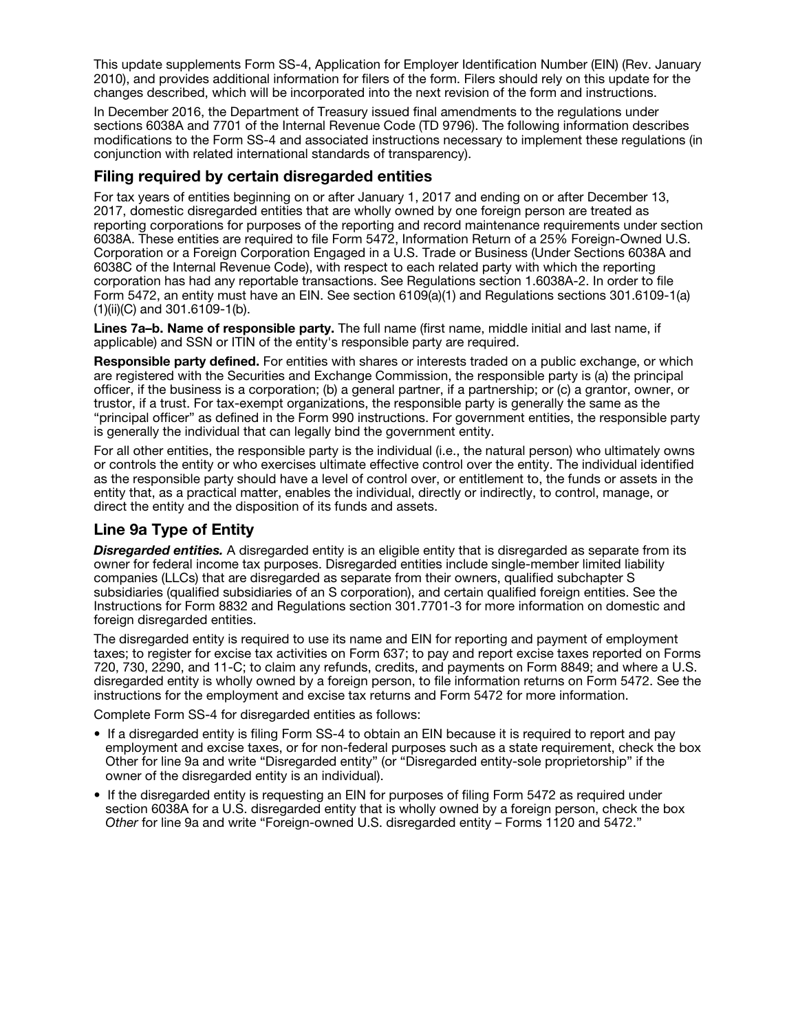This update supplements Form SS-4, Application for Employer Identification Number (EIN) (Rev. January 2010), and provides additional information for filers of the form. Filers should rely on this update for the changes described, which will be incorporated into the next revision of the form and instructions.

In December 2016, the Department of Treasury issued final amendments to the regulations under sections 6038A and 7701 of the Internal Revenue Code (TD 9796). The following information describes modifications to the Form SS-4 and associated instructions necessary to implement these regulations (in conjunction with related international standards of transparency).

## Filing required by certain disregarded entities

For tax years of entities beginning on or after January 1, 2017 and ending on or after December 13, 2017, domestic disregarded entities that are wholly owned by one foreign person are treated as reporting corporations for purposes of the reporting and record maintenance requirements under section 6038A. These entities are required to file Form 5472, Information Return of a 25% Foreign-Owned U.S. Corporation or a Foreign Corporation Engaged in a U.S. Trade or Business (Under Sections 6038A and 6038C of the Internal Revenue Code), with respect to each related party with which the reporting corporation has had any reportable transactions. See Regulations section 1.6038A-2. In order to file Form 5472, an entity must have an EIN. See section 6109(a)(1) and Regulations sections 301.6109-1(a)(1)(ii)(C) and 301.6109-1(b).

**Lines 7a–b. Name of responsible party.** The full name (first name, middle initial and last name, if applicable) and SSN or ITIN of the entity's responsible party are required.

**Responsible party defined.** For entities with shares or interests traded on a public exchange, or which are registered with the Securities and Exchange Commission, the responsible party is (a) the principal officer, if the business is a corporation; (b) a general partner, if a partnership; or (c) a grantor, owner, or trustor, if a trust. For tax-exempt organizations, the responsible party is generally the same as the "principal officer" as defined in the Form 990 instructions. For government entities, the responsible party is generally the individual that can legally bind the government entity.

For all other entities, the responsible party is the individual (i.e., the natural person) who ultimately owns or controls the entity or who exercises ultimate effective control over the entity. The individual identified as the responsible party should have a level of control over, or entitlement to, the funds or assets in the entity that, as a practical matter, enables the individual, directly or indirectly, to control, manage, or direct the entity and the disposition of its funds and assets.

## Line 9a Type of Entity

***Disregarded entities.*** A disregarded entity is an eligible entity that is disregarded as separate from its owner for federal income tax purposes. Disregarded entities include single-member limited liability companies (LLCs) that are disregarded as separate from their owners, qualified subchapter S subsidiaries (qualified subsidiaries of an S corporation), and certain qualified foreign entities. See the Instructions for Form 8832 and Regulations section 301.7701-3 for more information on domestic and foreign disregarded entities.

The disregarded entity is required to use its name and EIN for reporting and payment of employment taxes; to register for excise tax activities on Form 637; to pay and report excise taxes reported on Forms 720, 730, 2290, and 11-C; to claim any refunds, credits, and payments on Form 8849; and where a U.S. disregarded entity is wholly owned by a foreign person, to file information returns on Form 5472. See the instructions for the employment and excise tax returns and Form 5472 for more information.

Complete Form SS-4 for disregarded entities as follows:

- If a disregarded entity is filing Form SS-4 to obtain an EIN because it is required to report and pay employment and excise taxes, or for non-federal purposes such as a state requirement, check the box Other for line 9a and write "Disregarded entity" (or "Disregarded entity-sole proprietorship" if the owner of the disregarded entity is an individual).
- If the disregarded entity is requesting an EIN for purposes of filing Form 5472 as required under section 6038A for a U.S. disregarded entity that is wholly owned by a foreign person, check the box *Other* for line 9a and write "Foreign-owned U.S. disregarded entity – Forms 1120 and 5472."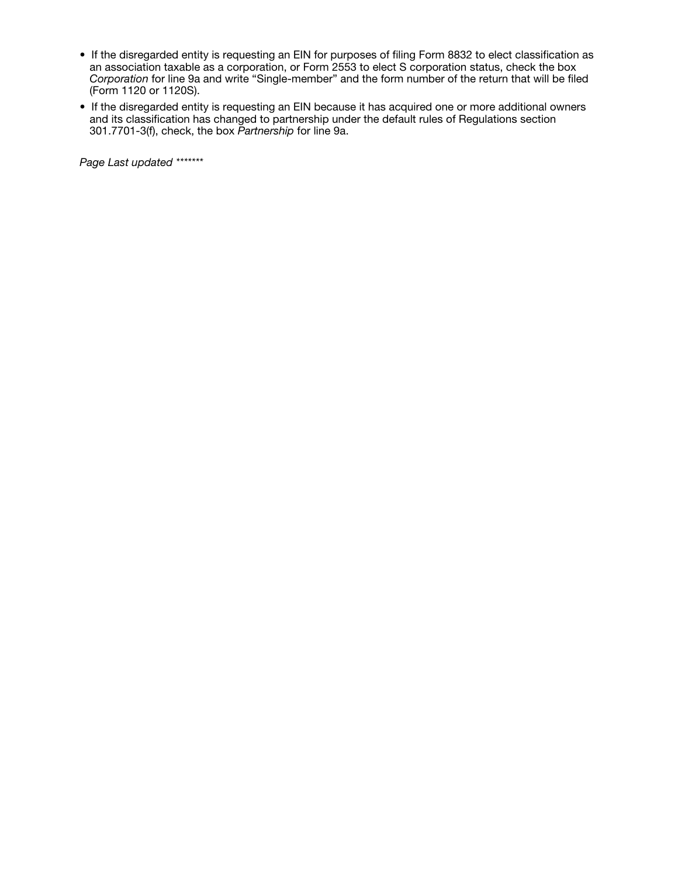- If the disregarded entity is requesting an EIN for purposes of filing Form 8832 to elect classification as an association taxable as a corporation, or Form 2553 to elect S corporation status, check the box *Corporation* for line 9a and write “Single-member” and the form number of the return that will be filed (Form 1120 or 1120S).
- If the disregarded entity is requesting an EIN because it has acquired one or more additional owners and its classification has changed to partnership under the default rules of Regulations section 301.7701-3(f), check, the box *Partnership* for line 9a.

*Page Last updated \*\*\*\*\*\*\**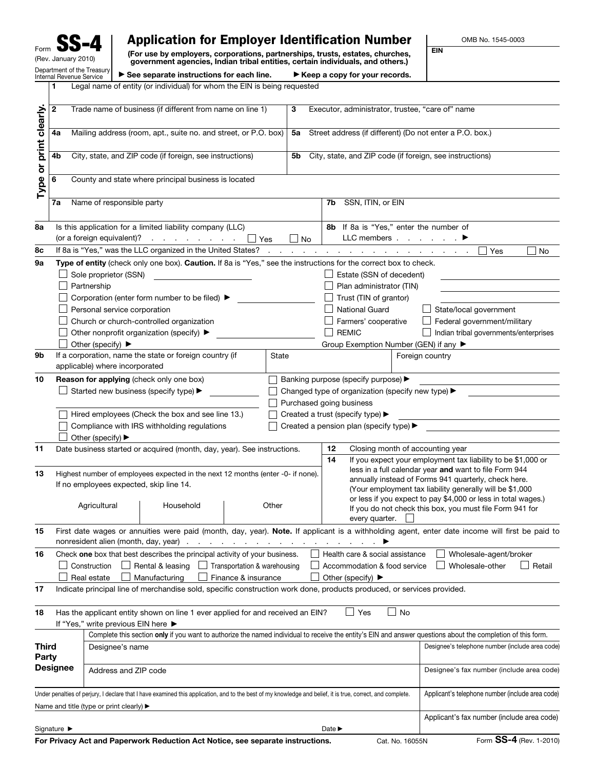Form **SS-4**
(Rev. January 2010)
Department of the Treasury
Internal Revenue Service

# Application for Employer Identification Number

**(For use by employers, corporations, partnerships, trusts, estates, churches, government agencies, Indian tribal entities, certain individuals, and others.)**

▶ See separate instructions for each line. ▶ Keep a copy for your records.

OMB No. 1545-0003

EIN

**Type or print clearly.**

| | | | |
|---|---|---|---|
| **1** | Legal name of entity (or individual) for whom the EIN is being requested | | |
| **2** | Trade name of business (if different from name on line 1) | **3** | Executor, administrator, trustee, "care of" name |
| **4a** | Mailing address (room, apt., suite no. and street, or P.O. box) | **5a** | Street address (if different) (Do not enter a P.O. box.) |
| **4b** | City, state, and ZIP code (if foreign, see instructions) | **5b** | City, state, and ZIP code (if foreign, see instructions) |
| **6** | County and state where principal business is located | | |
| **7a** | Name of responsible party | **7b** | SSN, ITIN, or EIN |

**8a** Is this application for a limited liability company (LLC) (or a foreign equivalent)? . . . . . . . . ☐ Yes ☐ No

**8b** If 8a is "Yes," enter the number of LLC members . . . . . . ▶

**8c** If 8a is "Yes," was the LLC organized in the United States? . . . . . . . . . . . . . . . . . . . . ☐ Yes ☐ No

**9a** **Type of entity** (check only one box). **Caution.** If 8a is "Yes," see the instructions for the correct box to check.

- ☐ Sole proprietor (SSN) ____________
- ☐ Partnership
- ☐ Corporation (enter form number to be filed) ▶ ____________
- ☐ Personal service corporation
- ☐ Church or church-controlled organization
- ☐ Other nonprofit organization (specify) ▶ ____________
- ☐ Other (specify) ▶
- ☐ Estate (SSN of decedent) ____________
- ☐ Plan administrator (TIN) ____________
- ☐ Trust (TIN of grantor) ____________
- ☐ National Guard ☐ State/local government
- ☐ Farmers' cooperative ☐ Federal government/military
- ☐ REMIC ☐ Indian tribal governments/enterprises
- Group Exemption Number (GEN) if any ▶

**9b** If a corporation, name the state or foreign country (if applicable) where incorporated | State | Foreign country

**10** **Reason for applying** (check only one box)

- ☐ Started new business (specify type) ▶ ____________
- ☐ Hired employees (Check the box and see line 13.)
- ☐ Compliance with IRS withholding regulations
- ☐ Other (specify) ▶
- ☐ Banking purpose (specify purpose) ▶ ____________
- ☐ Changed type of organization (specify new type) ▶ ____________
- ☐ Purchased going business
- ☐ Created a trust (specify type) ▶ ____________
- ☐ Created a pension plan (specify type) ▶ ____________

**11** Date business started or acquired (month, day, year). See instructions.

**12** Closing month of accounting year

**13** Highest number of employees expected in the next 12 months (enter -0- if none). If no employees expected, skip line 14.

| Agricultural | Household | Other |
|---|---|---|
| | | |

**14** If you expect your employment tax liability to be $1,000 or less in a full calendar year **and** want to file Form 944 annually instead of Forms 941 quarterly, check here. (Your employment tax liability generally will be $1,000 or less if you expect to pay $4,000 or less in total wages.) If you do not check this box, you must file Form 941 for every quarter. ☐

**15** First date wages or annuities were paid (month, day, year). **Note.** If applicant is a withholding agent, enter date income will first be paid to nonresident alien (month, day, year) . . . . . . . . . . . . . . . . . . . ▶

**16** Check **one** box that best describes the principal activity of your business.

- ☐ Construction ☐ Rental & leasing ☐ Transportation & warehousing ☐ Health care & social assistance ☐ Wholesale-agent/broker
- ☐ Real estate ☐ Manufacturing ☐ Finance & insurance ☐ Accommodation & food service ☐ Wholesale-other ☐ Retail
- ☐ Other (specify) ▶

**17** Indicate principal line of merchandise sold, specific construction work done, products produced, or services provided.

**18** Has the applicant entity shown on line 1 ever applied for and received an EIN? ☐ Yes ☐ No
If "Yes," write previous EIN here ▶

## Third Party Designee

Complete this section **only** if you want to authorize the named individual to receive the entity's EIN and answer questions about the completion of this form.

| | |
|---|---|
| Designee's name | Designee's telephone number (include area code) |
| Address and ZIP code | Designee's fax number (include area code) |

Under penalties of perjury, I declare that I have examined this application, and to the best of my knowledge and belief, it is true, correct, and complete.

Name and title (type or print clearly) ▶

Applicant's telephone number (include area code)

Applicant's fax number (include area code)

Signature ▶ Date ▶

**For Privacy Act and Paperwork Reduction Act Notice, see separate instructions.** Cat. No. 16055N Form **SS-4** (Rev. 1-2010)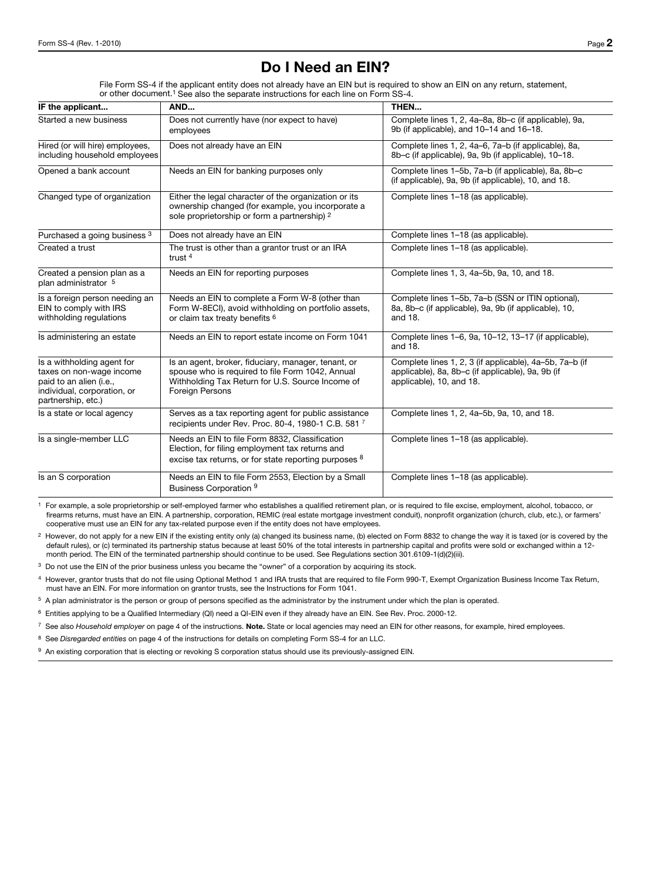# Do I Need an EIN?

File Form SS-4 if the applicant entity does not already have an EIN but is required to show an EIN on any return, statement, or other document.[1] See also the separate instructions for each line on Form SS-4.

| IF the applicant... | AND... | THEN... |
|---|---|---|
| Started a new business | Does not currently have (nor expect to have) employees | Complete lines 1, 2, 4a–8a, 8b–c (if applicable), 9a, 9b (if applicable), and 10–14 and 16–18. |
| Hired (or will hire) employees, including household employees | Does not already have an EIN | Complete lines 1, 2, 4a–6, 7a–b (if applicable), 8a, 8b–c (if applicable), 9a, 9b (if applicable), 10–18. |
| Opened a bank account | Needs an EIN for banking purposes only | Complete lines 1–5b, 7a–b (if applicable), 8a, 8b–c (if applicable), 9a, 9b (if applicable), 10, and 18. |
| Changed type of organization | Either the legal character of the organization or its ownership changed (for example, you incorporate a sole proprietorship or form a partnership) [2] | Complete lines 1–18 (as applicable). |
| Purchased a going business [3] | Does not already have an EIN | Complete lines 1–18 (as applicable). |
| Created a trust | The trust is other than a grantor trust or an IRA trust [4] | Complete lines 1–18 (as applicable). |
| Created a pension plan as a plan administrator [5] | Needs an EIN for reporting purposes | Complete lines 1, 3, 4a–5b, 9a, 10, and 18. |
| Is a foreign person needing an EIN to comply with IRS withholding regulations | Needs an EIN to complete a Form W-8 (other than Form W-8ECI), avoid withholding on portfolio assets, or claim tax treaty benefits [6] | Complete lines 1–5b, 7a–b (SSN or ITIN optional), 8a, 8b–c (if applicable), 9a, 9b (if applicable), 10, and 18. |
| Is administering an estate | Needs an EIN to report estate income on Form 1041 | Complete lines 1–6, 9a, 10–12, 13–17 (if applicable), and 18. |
| Is a withholding agent for taxes on non-wage income paid to an alien (i.e., individual, corporation, or partnership, etc.) | Is an agent, broker, fiduciary, manager, tenant, or spouse who is required to file Form 1042, Annual Withholding Tax Return for U.S. Source Income of Foreign Persons | Complete lines 1, 2, 3 (if applicable), 4a–5b, 7a–b (if applicable), 8a, 8b–c (if applicable), 9a, 9b (if applicable), 10, and 18. |
| Is a state or local agency | Serves as a tax reporting agent for public assistance recipients under Rev. Proc. 80-4, 1980-1 C.B. 581 [7] | Complete lines 1, 2, 4a–5b, 9a, 10, and 18. |
| Is a single-member LLC | Needs an EIN to file Form 8832, Classification Election, for filing employment tax returns and excise tax returns, or for state reporting purposes [8] | Complete lines 1–18 (as applicable). |
| Is an S corporation | Needs an EIN to file Form 2553, Election by a Small Business Corporation [9] | Complete lines 1–18 (as applicable). |

[1] For example, a sole proprietorship or self-employed farmer who establishes a qualified retirement plan, or is required to file excise, employment, alcohol, tobacco, or firearms returns, must have an EIN. A partnership, corporation, REMIC (real estate mortgage investment conduit), nonprofit organization (church, club, etc.), or farmers' cooperative must use an EIN for any tax-related purpose even if the entity does not have employees.

[2] However, do not apply for a new EIN if the existing entity only (a) changed its business name, (b) elected on Form 8832 to change the way it is taxed (or is covered by the default rules), or (c) terminated its partnership status because at least 50% of the total interests in partnership capital and profits were sold or exchanged within a 12-month period. The EIN of the terminated partnership should continue to be used. See Regulations section 301.6109-1(d)(2)(iii).

[3] Do not use the EIN of the prior business unless you became the "owner" of a corporation by acquiring its stock.

[4] However, grantor trusts that do not file using Optional Method 1 and IRA trusts that are required to file Form 990-T, Exempt Organization Business Income Tax Return, must have an EIN. For more information on grantor trusts, see the Instructions for Form 1041.

[5] A plan administrator is the person or group of persons specified as the administrator by the instrument under which the plan is operated.

[6] Entities applying to be a Qualified Intermediary (QI) need a QI-EIN even if they already have an EIN. See Rev. Proc. 2000-12.

[7] See also *Household employer* on page 4 of the instructions. **Note.** State or local agencies may need an EIN for other reasons, for example, hired employees.

[8] See *Disregarded entities* on page 4 of the instructions for details on completing Form SS-4 for an LLC.

[9] An existing corporation that is electing or revoking S corporation status should use its previously-assigned EIN.